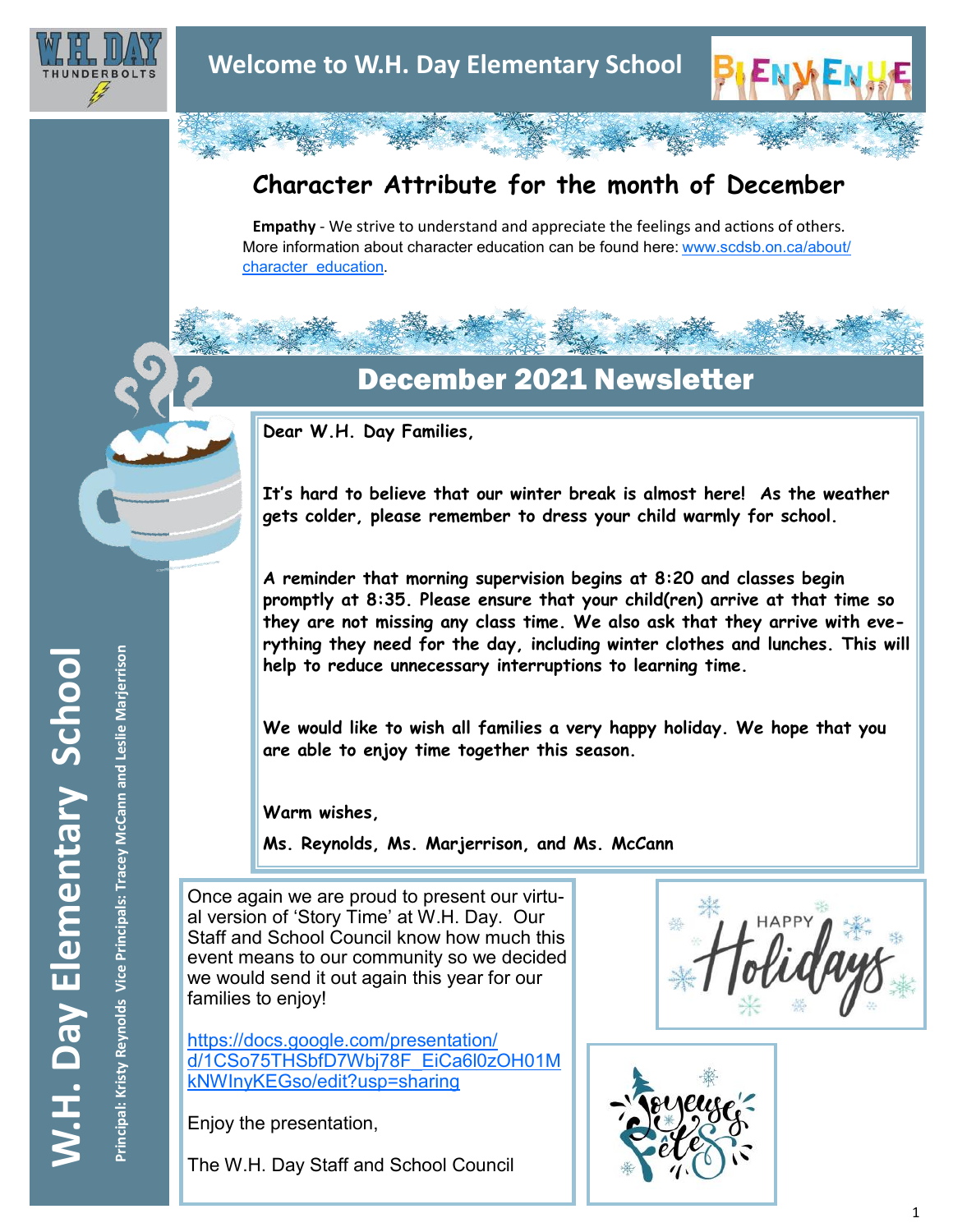# Welcome to W.H. Day Elementary School

W.H. DAY THUNDERBOLTS

BIENVENUE

## Character Attribute for the month of December

**Empathy** - We strive to understand and appreciate the feelings and actions of others. More information about character education can be found here: [www.scdsb.on.ca/about/character_education](www.scdsb.on.ca/about/character_education).

## December 2021 Newsletter

**Dear W.H. Day Families,**

**It's hard to believe that our winter break is almost here! As the weather gets colder, please remember to dress your child warmly for school.**

**A reminder that morning supervision begins at 8:20 and classes begin promptly at 8:35. Please ensure that your child(ren) arrive at that time so they are not missing any class time. We also ask that they arrive with everything they need for the day, including winter clothes and lunches. This will help to reduce unnecessary interruptions to learning time.**

**We would like to wish all families a very happy holiday. We hope that you are able to enjoy time together this season.**

**Warm wishes,**

**Ms. Reynolds, Ms. Marjerrison, and Ms. McCann**

Once again we are proud to present our virtual version of 'Story Time' at W.H. Day. Our Staff and School Council know how much this event means to our community so we decided we would send it out again this year for our families to enjoy!

[https://docs.google.com/presentation/d/1CSo75THSbfD7Wbj78F_EiCa6l0zOH01MkNWInyKEGso/edit?usp=sharing](https://docs.google.com/presentation/d/1CSo75THSbfD7Wbj78F_EiCa6l0zOH01MkNWInyKEGso/edit?usp=sharing)

Enjoy the presentation,

The W.H. Day Staff and School Council

HAPPY Holidays

Joyeuses Fêtes

**W.H. Day Elementary School**

**Principal: Kristy Reynolds Vice Principals: Tracey McCann and Leslie Marjerison**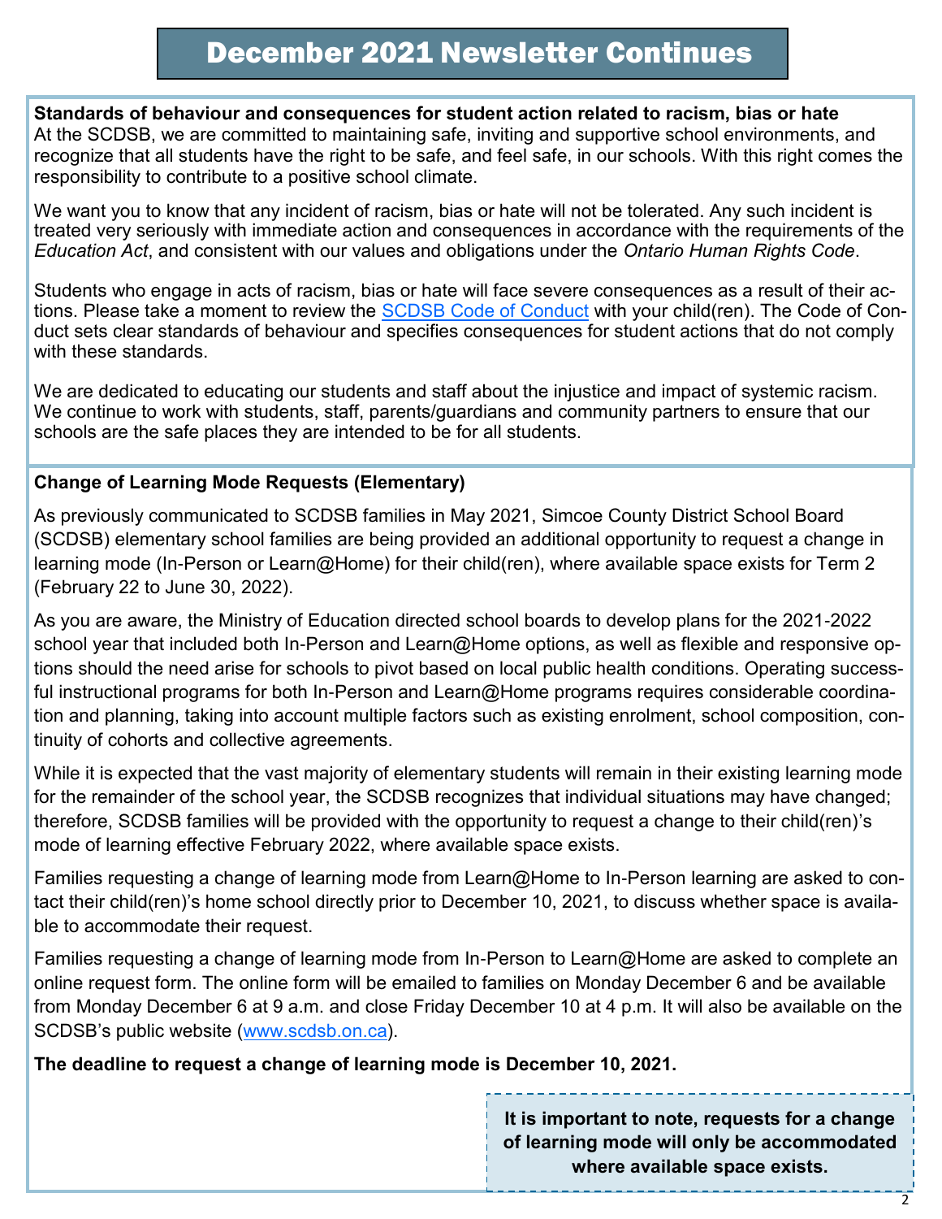# December 2021 Newsletter Continues

**Standards of behaviour and consequences for student action related to racism, bias or hate**
At the SCDSB, we are committed to maintaining safe, inviting and supportive school environments, and recognize that all students have the right to be safe, and feel safe, in our schools. With this right comes the responsibility to contribute to a positive school climate.

We want you to know that any incident of racism, bias or hate will not be tolerated. Any such incident is treated very seriously with immediate action and consequences in accordance with the requirements of the *Education Act*, and consistent with our values and obligations under the *Ontario Human Rights Code*.

Students who engage in acts of racism, bias or hate will face severe consequences as a result of their actions. Please take a moment to review the SCDSB Code of Conduct with your child(ren). The Code of Conduct sets clear standards of behaviour and specifies consequences for student actions that do not comply with these standards.

We are dedicated to educating our students and staff about the injustice and impact of systemic racism. We continue to work with students, staff, parents/guardians and community partners to ensure that our schools are the safe places they are intended to be for all students.

**Change of Learning Mode Requests (Elementary)**

As previously communicated to SCDSB families in May 2021, Simcoe County District School Board (SCDSB) elementary school families are being provided an additional opportunity to request a change in learning mode (In-Person or Learn@Home) for their child(ren), where available space exists for Term 2 (February 22 to June 30, 2022).

As you are aware, the Ministry of Education directed school boards to develop plans for the 2021-2022 school year that included both In-Person and Learn@Home options, as well as flexible and responsive options should the need arise for schools to pivot based on local public health conditions. Operating successful instructional programs for both In-Person and Learn@Home programs requires considerable coordination and planning, taking into account multiple factors such as existing enrolment, school composition, continuity of cohorts and collective agreements.

While it is expected that the vast majority of elementary students will remain in their existing learning mode for the remainder of the school year, the SCDSB recognizes that individual situations may have changed; therefore, SCDSB families will be provided with the opportunity to request a change to their child(ren)'s mode of learning effective February 2022, where available space exists.

Families requesting a change of learning mode from Learn@Home to In-Person learning are asked to contact their child(ren)'s home school directly prior to December 10, 2021, to discuss whether space is available to accommodate their request.

Families requesting a change of learning mode from In-Person to Learn@Home are asked to complete an online request form. The online form will be emailed to families on Monday December 6 and be available from Monday December 6 at 9 a.m. and close Friday December 10 at 4 p.m. It will also be available on the SCDSB's public website (www.scdsb.on.ca).

**The deadline to request a change of learning mode is December 10, 2021.**

**It is important to note, requests for a change of learning mode will only be accommodated where available space exists.**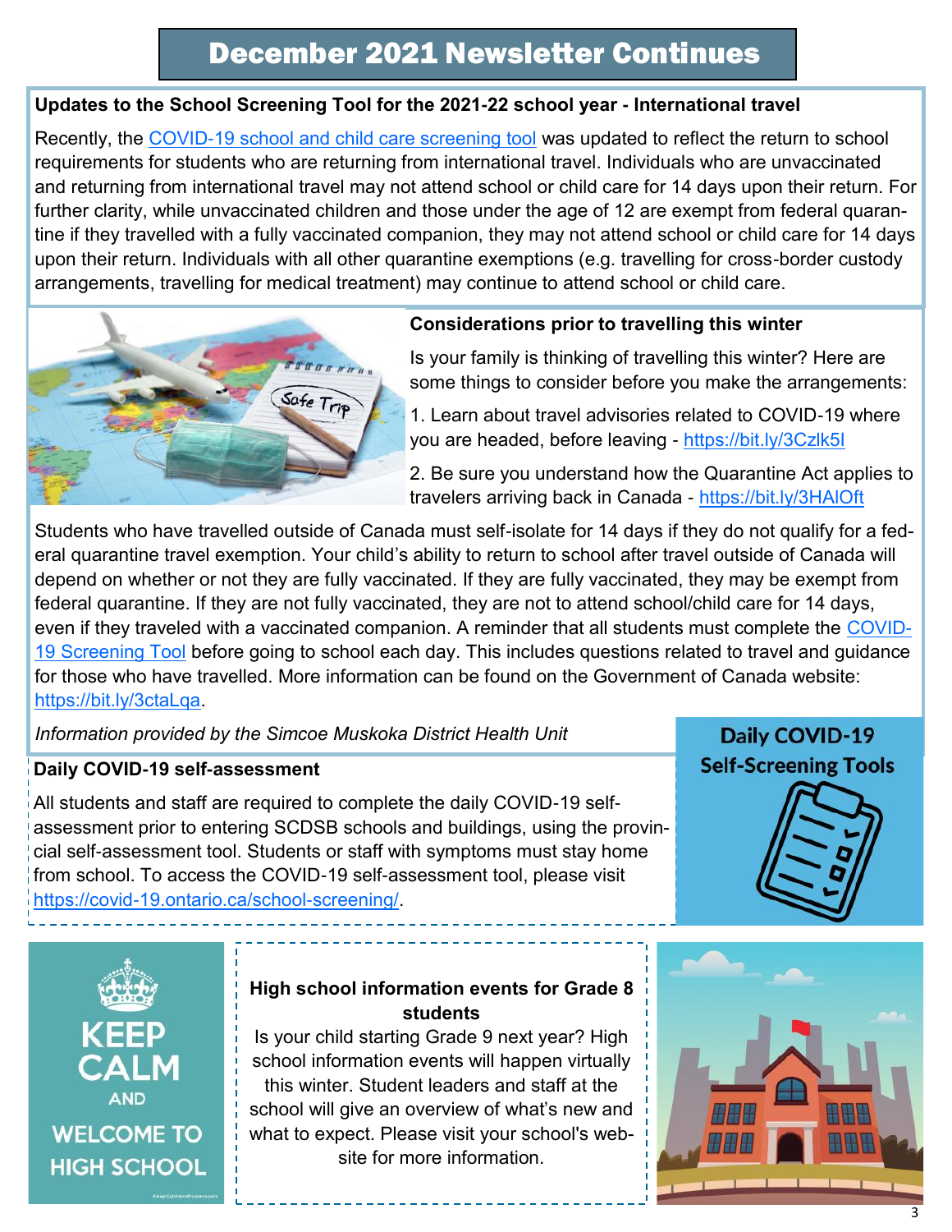# December 2021 Newsletter Continues

**Updates to the School Screening Tool for the 2021-22 school year - International travel**

Recently, the [COVID-19 school and child care screening tool](https://covid-19.ontario.ca/school-screening/) was updated to reflect the return to school requirements for students who are returning from international travel. Individuals who are unvaccinated and returning from international travel may not attend school or child care for 14 days upon their return. For further clarity, while unvaccinated children and those under the age of 12 are exempt from federal quarantine if they travelled with a fully vaccinated companion, they may not attend school or child care for 14 days upon their return. Individuals with all other quarantine exemptions (e.g. travelling for cross-border custody arrangements, travelling for medical treatment) may continue to attend school or child care.

**Considerations prior to travelling this winter**

Is your family is thinking of travelling this winter? Here are some things to consider before you make the arrangements:

1. Learn about travel advisories related to COVID-19 where you are headed, before leaving - https://bit.ly/3Czlk5l
2. Be sure you understand how the Quarantine Act applies to travelers arriving back in Canada - https://bit.ly/3HAlOft

Students who have travelled outside of Canada must self-isolate for 14 days if they do not qualify for a federal quarantine travel exemption. Your child's ability to return to school after travel outside of Canada will depend on whether or not they are fully vaccinated. If they are fully vaccinated, they may be exempt from federal quarantine. If they are not fully vaccinated, they are not to attend school/child care for 14 days, even if they traveled with a vaccinated companion. A reminder that all students must complete the COVID-19 Screening Tool before going to school each day. This includes questions related to travel and guidance for those who have travelled. More information can be found on the Government of Canada website: https://bit.ly/3ctaLqa.

*Information provided by the Simcoe Muskoka District Health Unit*

**Daily COVID-19 self-assessment**

All students and staff are required to complete the daily COVID-19 self-assessment prior to entering SCDSB schools and buildings, using the provincial self-assessment tool. Students or staff with symptoms must stay home from school. To access the COVID-19 self-assessment tool, please visit https://covid-19.ontario.ca/school-screening/.

Daily COVID-19 Self-Screening Tools

KEEP CALM AND WELCOME TO HIGH SCHOOL

**High school information events for Grade 8 students**

Is your child starting Grade 9 next year? High school information events will happen virtually this winter. Student leaders and staff at the school will give an overview of what's new and what to expect. Please visit your school's website for more information.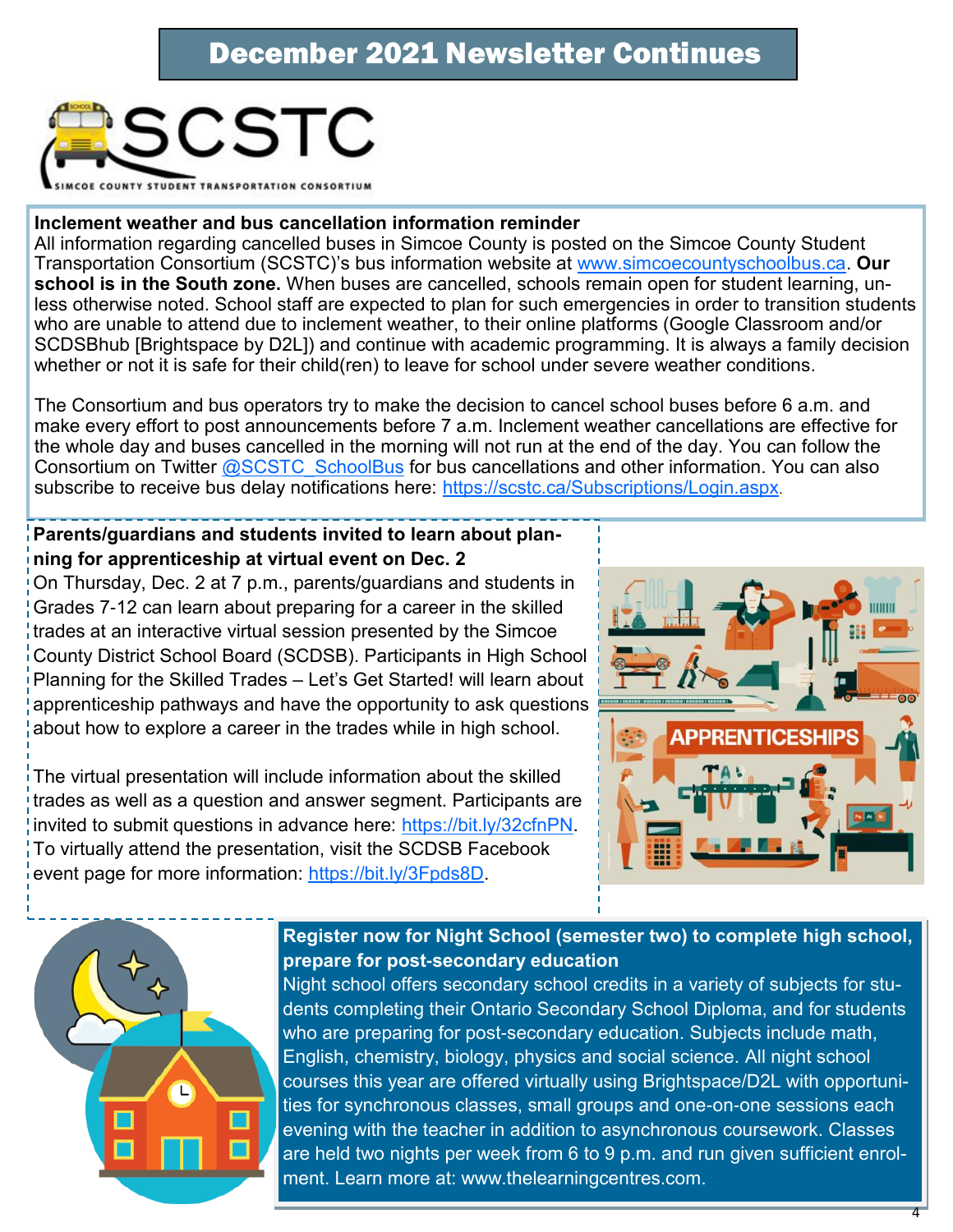# December 2021 Newsletter Continues

SCSTC

SIMCOE COUNTY STUDENT TRANSPORTATION CONSORTIUM

**Inclement weather and bus cancellation information reminder**

All information regarding cancelled buses in Simcoe County is posted on the Simcoe County Student Transportation Consortium (SCSTC)'s bus information website at www.simcoecountyschoolbus.ca. **Our school is in the South zone.** When buses are cancelled, schools remain open for student learning, unless otherwise noted. School staff are expected to plan for such emergencies in order to transition students who are unable to attend due to inclement weather, to their online platforms (Google Classroom and/or SCDSBhub [Brightspace by D2L]) and continue with academic programming. It is always a family decision whether or not it is safe for their child(ren) to leave for school under severe weather conditions.

The Consortium and bus operators try to make the decision to cancel school buses before 6 a.m. and make every effort to post announcements before 7 a.m. Inclement weather cancellations are effective for the whole day and buses cancelled in the morning will not run at the end of the day. You can follow the Consortium on Twitter @SCSTC_SchoolBus for bus cancellations and other information. You can also subscribe to receive bus delay notifications here: https://scstc.ca/Subscriptions/Login.aspx.

**Parents/guardians and students invited to learn about planning for apprenticeship at virtual event on Dec. 2**

On Thursday, Dec. 2 at 7 p.m., parents/guardians and students in Grades 7-12 can learn about preparing for a career in the skilled trades at an interactive virtual session presented by the Simcoe County District School Board (SCDSB). Participants in High School Planning for the Skilled Trades – Let's Get Started! will learn about apprenticeship pathways and have the opportunity to ask questions about how to explore a career in the trades while in high school.

The virtual presentation will include information about the skilled trades as well as a question and answer segment. Participants are invited to submit questions in advance here: https://bit.ly/32cfnPN. To virtually attend the presentation, visit the SCDSB Facebook event page for more information: https://bit.ly/3Fpds8D.

**Register now for Night School (semester two) to complete high school, prepare for post-secondary education**

Night school offers secondary school credits in a variety of subjects for students completing their Ontario Secondary School Diploma, and for students who are preparing for post-secondary education. Subjects include math, English, chemistry, biology, physics and social science. All night school courses this year are offered virtually using Brightspace/D2L with opportunities for synchronous classes, small groups and one-on-one sessions each evening with the teacher in addition to asynchronous coursework. Classes are held two nights per week from 6 to 9 p.m. and run given sufficient enrolment. Learn more at: www.thelearningcentres.com.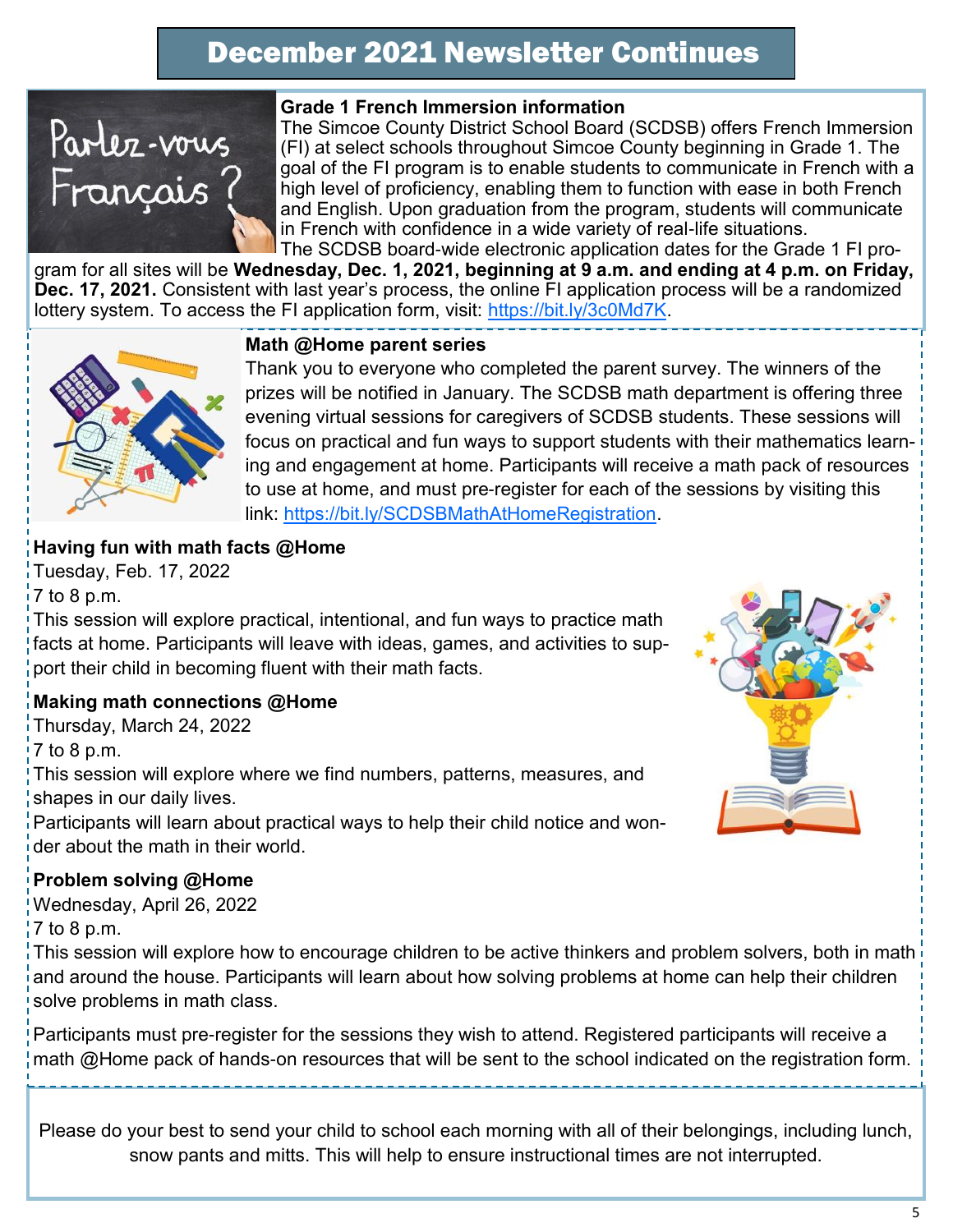# December 2021 Newsletter Continues

### Grade 1 French Immersion information

The Simcoe County District School Board (SCDSB) offers French Immersion (FI) at select schools throughout Simcoe County beginning in Grade 1. The goal of the FI program is to enable students to communicate in French with a high level of proficiency, enabling them to function with ease in both French and English. Upon graduation from the program, students will communicate in French with confidence in a wide variety of real-life situations.

The SCDSB board-wide electronic application dates for the Grade 1 FI program for all sites will be **Wednesday, Dec. 1, 2021, beginning at 9 a.m. and ending at 4 p.m. on Friday, Dec. 17, 2021.** Consistent with last year's process, the online FI application process will be a randomized lottery system. To access the FI application form, visit: https://bit.ly/3c0Md7K.

### Math @Home parent series

Thank you to everyone who completed the parent survey. The winners of the prizes will be notified in January. The SCDSB math department is offering three evening virtual sessions for caregivers of SCDSB students. These sessions will focus on practical and fun ways to support students with their mathematics learning and engagement at home. Participants will receive a math pack of resources to use at home, and must pre-register for each of the sessions by visiting this link: https://bit.ly/SCDSBMathAtHomeRegistration.

**Having fun with math facts @Home**
Tuesday, Feb. 17, 2022
7 to 8 p.m.
This session will explore practical, intentional, and fun ways to practice math facts at home. Participants will leave with ideas, games, and activities to support their child in becoming fluent with their math facts.

**Making math connections @Home**
Thursday, March 24, 2022
7 to 8 p.m.
This session will explore where we find numbers, patterns, measures, and shapes in our daily lives.
Participants will learn about practical ways to help their child notice and wonder about the math in their world.

**Problem solving @Home**
Wednesday, April 26, 2022
7 to 8 p.m.
This session will explore how to encourage children to be active thinkers and problem solvers, both in math and around the house. Participants will learn about how solving problems at home can help their children solve problems in math class.

Participants must pre-register for the sessions they wish to attend. Registered participants will receive a math @Home pack of hands-on resources that will be sent to the school indicated on the registration form.

Please do your best to send your child to school each morning with all of their belongings, including lunch, snow pants and mitts. This will help to ensure instructional times are not interrupted.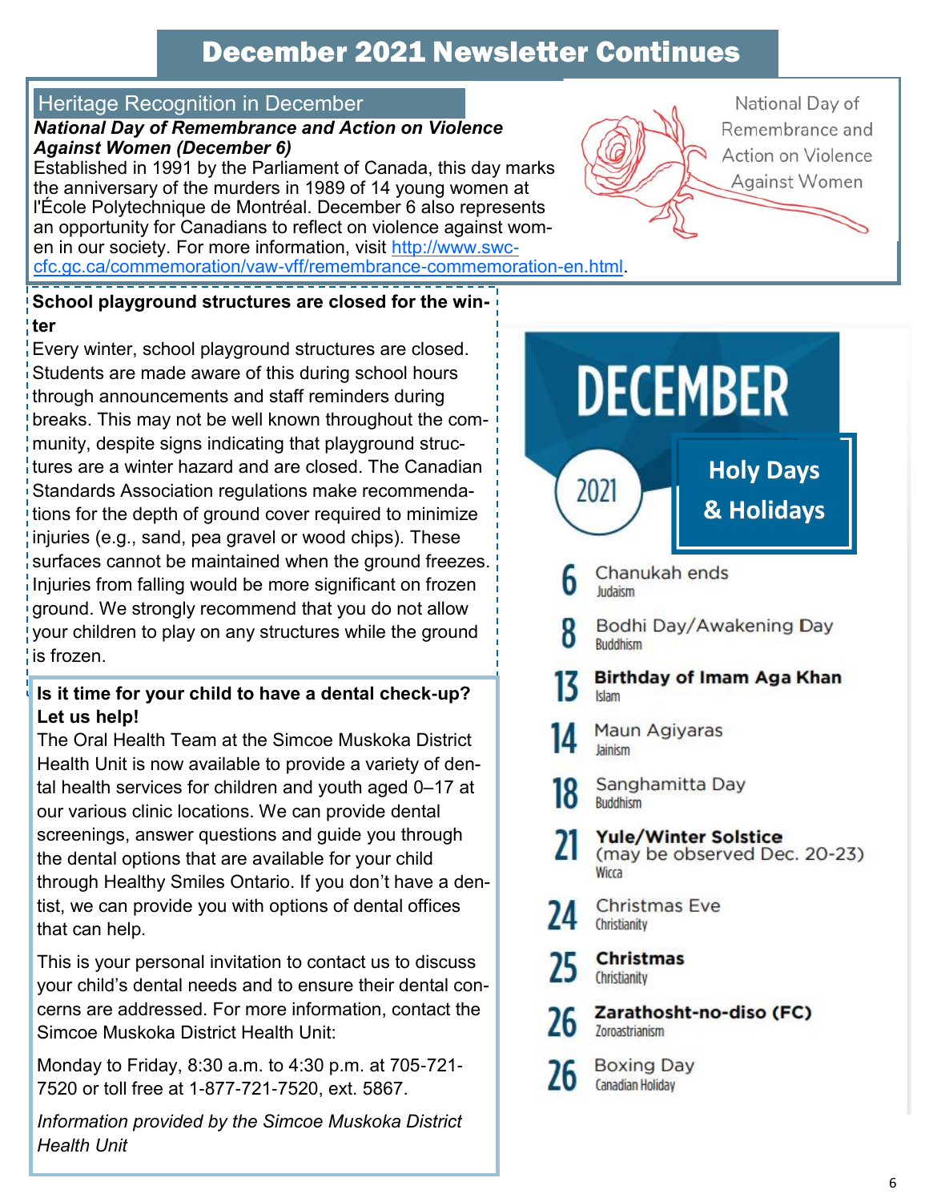# December 2021 Newsletter Continues

## Heritage Recognition in December

***National Day of Remembrance and Action on Violence Against Women (December 6)***

Established in 1991 by the Parliament of Canada, this day marks the anniversary of the murders in 1989 of 14 young women at l'École Polytechnique de Montréal. December 6 also represents an opportunity for Canadians to reflect on violence against women in our society. For more information, visit http://www.swc-cfc.gc.ca/commemoration/vaw-vff/remembrance-commemoration-en.html.

National Day of Remembrance and Action on Violence Against Women

**School playground structures are closed for the winter**

Every winter, school playground structures are closed. Students are made aware of this during school hours through announcements and staff reminders during breaks. This may not be well known throughout the community, despite signs indicating that playground structures are a winter hazard and are closed. The Canadian Standards Association regulations make recommendations for the depth of ground cover required to minimize injuries (e.g., sand, pea gravel or wood chips). These surfaces cannot be maintained when the ground freezes. Injuries from falling would be more significant on frozen ground. We strongly recommend that you do not allow your children to play on any structures while the ground is frozen.

**Is it time for your child to have a dental check-up? Let us help!**

The Oral Health Team at the Simcoe Muskoka District Health Unit is now available to provide a variety of dental health services for children and youth aged 0–17 at our various clinic locations. We can provide dental screenings, answer questions and guide you through the dental options that are available for your child through Healthy Smiles Ontario. If you don't have a dentist, we can provide you with options of dental offices that can help.

This is your personal invitation to contact us to discuss your child's dental needs and to ensure their dental concerns are addressed. For more information, contact the Simcoe Muskoka District Health Unit:

Monday to Friday, 8:30 a.m. to 4:30 p.m. at 705-721-7520 or toll free at 1-877-721-7520, ext. 5867.

*Information provided by the Simcoe Muskoka District Health Unit*

## DECEMBER 2021 Holy Days & Holidays

- **6** Chanukah ends — Judaism
- **8** Bodhi Day/Awakening Day — Buddhism
- **13** **Birthday of Imam Aga Khan** — Islam
- **14** Maun Agiyaras — Jainism
- **18** Sanghamitta Day — Buddhism
- **21** **Yule/Winter Solstice** (may be observed Dec. 20-23) — Wicca
- **24** Christmas Eve — Christianity
- **25** **Christmas** — Christianity
- **26** **Zarathosht-no-diso (FC)** — Zoroastrianism
- **26** Boxing Day — Canadian Holiday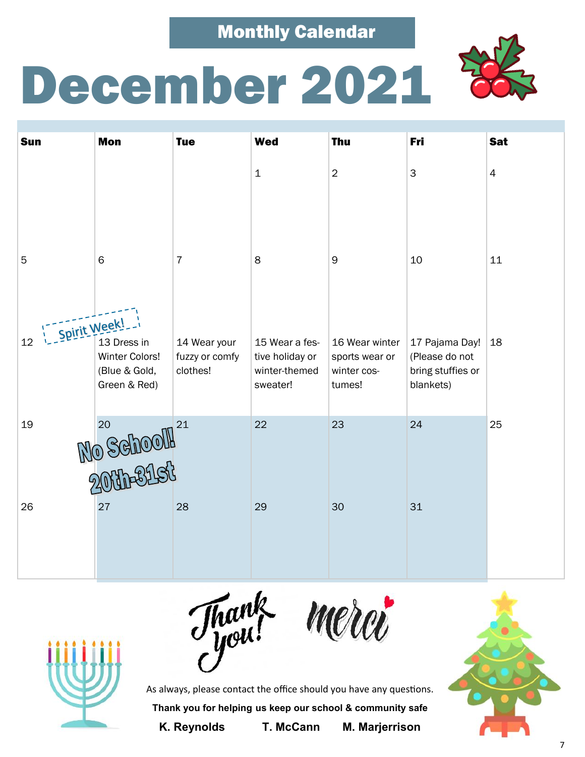## Monthly Calendar

# December 2021

| Sun | Mon | Tue | Wed | Thu | Fri | Sat |
| --- | --- | --- | --- | --- | --- | --- |
| | | | 1 | 2 | 3 | 4 |
| 5 | 6 | 7 | 8 | 9 | 10 | 11 |
| 12 Spirit Week! | 13 Dress in Winter Colors! (Blue & Gold, Green & Red) | 14 Wear your fuzzy or comfy clothes! | 15 Wear a festive holiday or winter-themed sweater! | 16 Wear winter sports wear or winter costumes! | 17 Pajama Day! (Please do not bring stuffies or blankets) | 18 |
| 19 | 20 No School! 20th-31st | 21 | 22 | 23 | 24 | 25 |
| 26 | 27 | 28 | 29 | 30 | 31 | |

Thank you! merci

As always, please contact the office should you have any questions.

**Thank you for helping us keep our school & community safe**

**K. Reynolds T. McCann M. Marjerrison**